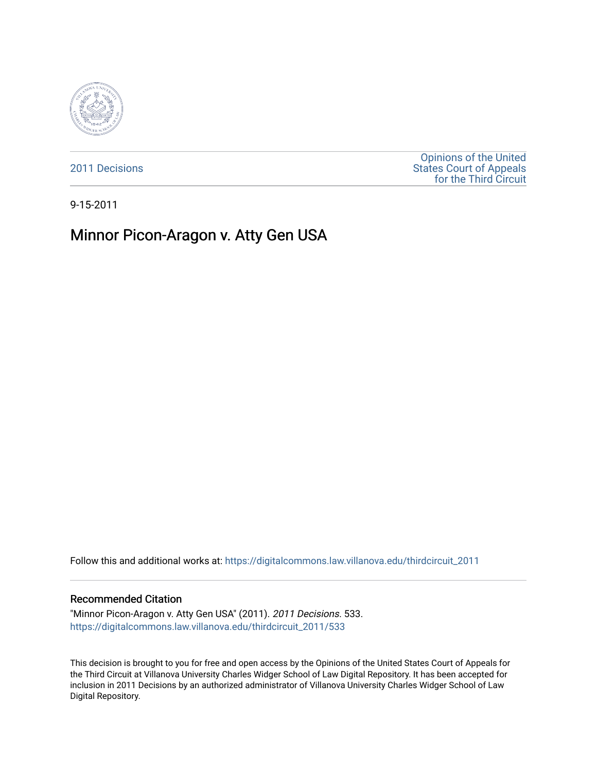2011 Decisions

Opinions of the United States Court of Appeals for the Third Circuit

9-15-2011

# Minnor Picon-Aragon v. Atty Gen USA

Follow this and additional works at: https://digitalcommons.law.villanova.edu/thirdcircuit_2011

## Recommended Citation

"Minnor Picon-Aragon v. Atty Gen USA" (2011). *2011 Decisions*. 533.
https://digitalcommons.law.villanova.edu/thirdcircuit_2011/533

This decision is brought to you for free and open access by the Opinions of the United States Court of Appeals for the Third Circuit at Villanova University Charles Widger School of Law Digital Repository. It has been accepted for inclusion in 2011 Decisions by an authorized administrator of Villanova University Charles Widger School of Law Digital Repository.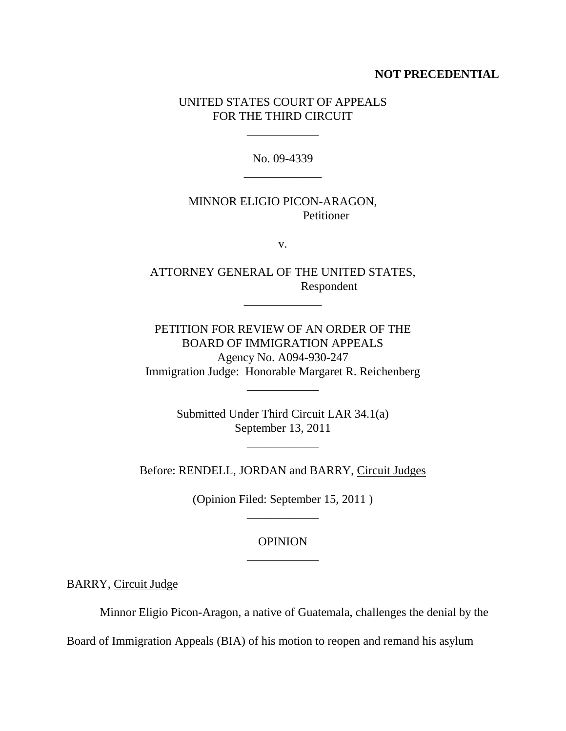**NOT PRECEDENTIAL**

UNITED STATES COURT OF APPEALS
FOR THE THIRD CIRCUIT

---

No. 09-4339

---

MINNOR ELIGIO PICON-ARAGON,
Petitioner

v.

ATTORNEY GENERAL OF THE UNITED STATES,
Respondent

---

PETITION FOR REVIEW OF AN ORDER OF THE
BOARD OF IMMIGRATION APPEALS
Agency No. A094-930-247
Immigration Judge: Honorable Margaret R. Reichenberg

---

Submitted Under Third Circuit LAR 34.1(a)
September 13, 2011

---

Before: RENDELL, JORDAN and BARRY, Circuit Judges

(Opinion Filed: September 15, 2011 )

---

OPINION

---

BARRY, Circuit Judge

Minnor Eligio Picon-Aragon, a native of Guatemala, challenges the denial by the Board of Immigration Appeals (BIA) of his motion to reopen and remand his asylum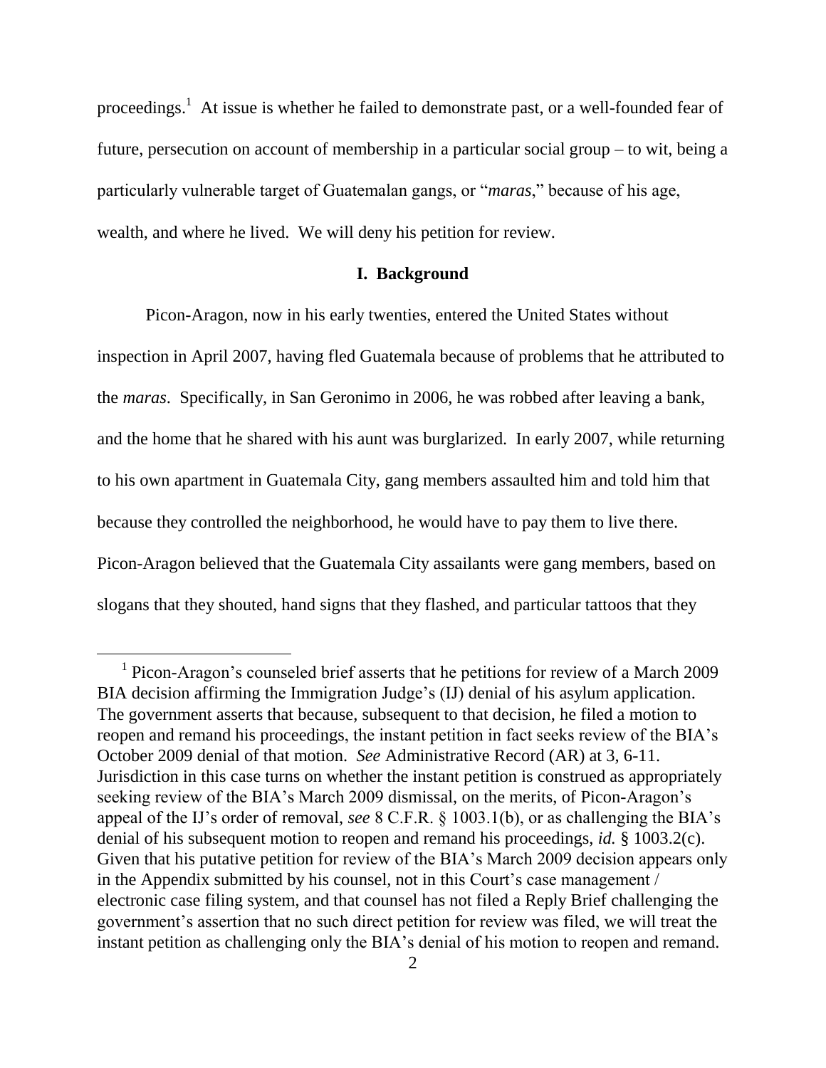proceedings.[1] At issue is whether he failed to demonstrate past, or a well-founded fear of future, persecution on account of membership in a particular social group – to wit, being a particularly vulnerable target of Guatemalan gangs, or "*maras*," because of his age, wealth, and where he lived. We will deny his petition for review.

## I. Background

Picon-Aragon, now in his early twenties, entered the United States without inspection in April 2007, having fled Guatemala because of problems that he attributed to the *maras*. Specifically, in San Geronimo in 2006, he was robbed after leaving a bank, and the home that he shared with his aunt was burglarized. In early 2007, while returning to his own apartment in Guatemala City, gang members assaulted him and told him that because they controlled the neighborhood, he would have to pay them to live there. Picon-Aragon believed that the Guatemala City assailants were gang members, based on slogans that they shouted, hand signs that they flashed, and particular tattoos that they

---

[1] Picon-Aragon's counseled brief asserts that he petitions for review of a March 2009 BIA decision affirming the Immigration Judge's (IJ) denial of his asylum application. The government asserts that because, subsequent to that decision, he filed a motion to reopen and remand his proceedings, the instant petition in fact seeks review of the BIA's October 2009 denial of that motion. *See* Administrative Record (AR) at 3, 6-11. Jurisdiction in this case turns on whether the instant petition is construed as appropriately seeking review of the BIA's March 2009 dismissal, on the merits, of Picon-Aragon's appeal of the IJ's order of removal, *see* 8 C.F.R. § 1003.1(b), or as challenging the BIA's denial of his subsequent motion to reopen and remand his proceedings, *id.* § 1003.2(c). Given that his putative petition for review of the BIA's March 2009 decision appears only in the Appendix submitted by his counsel, not in this Court's case management / electronic case filing system, and that counsel has not filed a Reply Brief challenging the government's assertion that no such direct petition for review was filed, we will treat the instant petition as challenging only the BIA's denial of his motion to reopen and remand.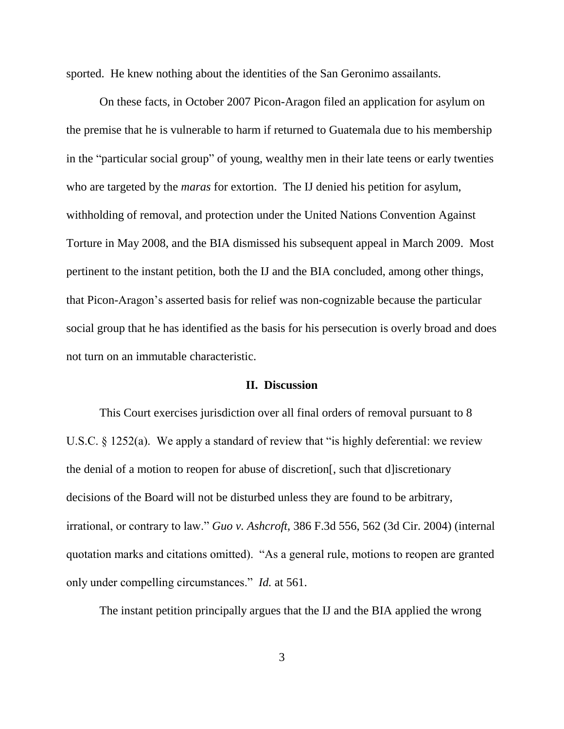sported. He knew nothing about the identities of the San Geronimo assailants.

On these facts, in October 2007 Picon-Aragon filed an application for asylum on the premise that he is vulnerable to harm if returned to Guatemala due to his membership in the "particular social group" of young, wealthy men in their late teens or early twenties who are targeted by the *maras* for extortion. The IJ denied his petition for asylum, withholding of removal, and protection under the United Nations Convention Against Torture in May 2008, and the BIA dismissed his subsequent appeal in March 2009. Most pertinent to the instant petition, both the IJ and the BIA concluded, among other things, that Picon-Aragon's asserted basis for relief was non-cognizable because the particular social group that he has identified as the basis for his persecution is overly broad and does not turn on an immutable characteristic.

## II. Discussion

This Court exercises jurisdiction over all final orders of removal pursuant to 8 U.S.C. § 1252(a). We apply a standard of review that "is highly deferential: we review the denial of a motion to reopen for abuse of discretion[, such that d]iscretionary decisions of the Board will not be disturbed unless they are found to be arbitrary, irrational, or contrary to law." *Guo v. Ashcroft*, 386 F.3d 556, 562 (3d Cir. 2004) (internal quotation marks and citations omitted). "As a general rule, motions to reopen are granted only under compelling circumstances." *Id.* at 561.

The instant petition principally argues that the IJ and the BIA applied the wrong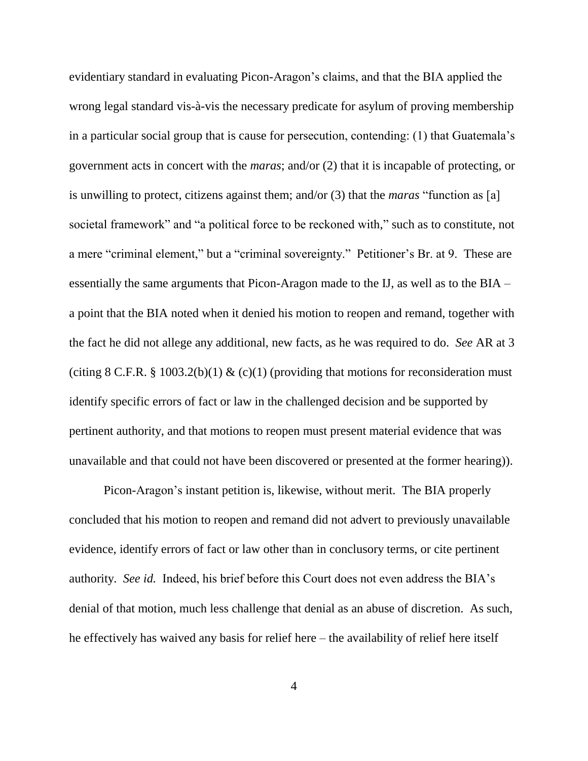evidentiary standard in evaluating Picon-Aragon's claims, and that the BIA applied the wrong legal standard vis-à-vis the necessary predicate for asylum of proving membership in a particular social group that is cause for persecution, contending: (1) that Guatemala's government acts in concert with the *maras*; and/or (2) that it is incapable of protecting, or is unwilling to protect, citizens against them; and/or (3) that the *maras* "function as [a] societal framework" and "a political force to be reckoned with," such as to constitute, not a mere "criminal element," but a "criminal sovereignty." Petitioner's Br. at 9. These are essentially the same arguments that Picon-Aragon made to the IJ, as well as to the BIA – a point that the BIA noted when it denied his motion to reopen and remand, together with the fact he did not allege any additional, new facts, as he was required to do. *See* AR at 3 (citing 8 C.F.R. § 1003.2(b)(1) & (c)(1) (providing that motions for reconsideration must identify specific errors of fact or law in the challenged decision and be supported by pertinent authority, and that motions to reopen must present material evidence that was unavailable and that could not have been discovered or presented at the former hearing)).

Picon-Aragon's instant petition is, likewise, without merit. The BIA properly concluded that his motion to reopen and remand did not advert to previously unavailable evidence, identify errors of fact or law other than in conclusory terms, or cite pertinent authority. *See id.* Indeed, his brief before this Court does not even address the BIA's denial of that motion, much less challenge that denial as an abuse of discretion. As such, he effectively has waived any basis for relief here – the availability of relief here itself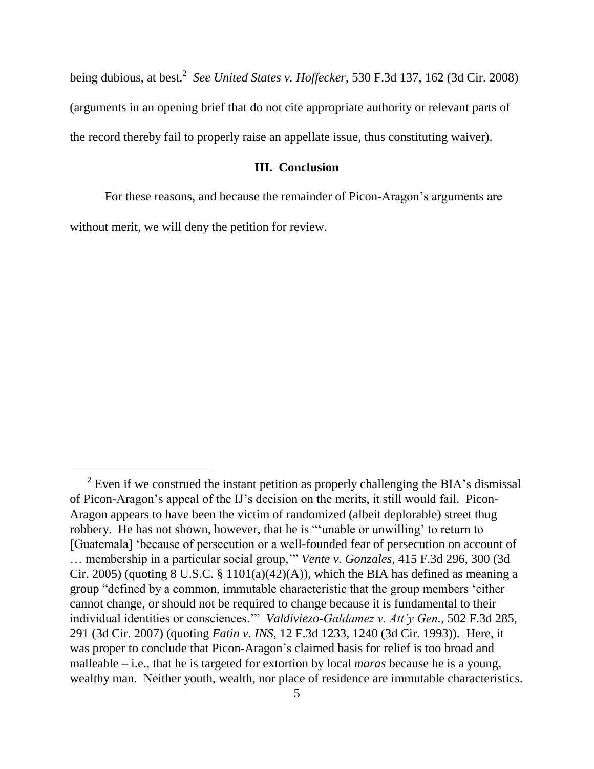being dubious, at best.[2] *See United States v. Hoffecker*, 530 F.3d 137, 162 (3d Cir. 2008) (arguments in an opening brief that do not cite appropriate authority or relevant parts of the record thereby fail to properly raise an appellate issue, thus constituting waiver).

## III. Conclusion

For these reasons, and because the remainder of Picon-Aragon's arguments are without merit, we will deny the petition for review.

---

[2] Even if we construed the instant petition as properly challenging the BIA's dismissal of Picon-Aragon's appeal of the IJ's decision on the merits, it still would fail. Picon-Aragon appears to have been the victim of randomized (albeit deplorable) street thug robbery. He has not shown, however, that he is "'unable or unwilling' to return to [Guatemala] 'because of persecution or a well-founded fear of persecution on account of … membership in a particular social group,'" *Vente v. Gonzales*, 415 F.3d 296, 300 (3d Cir. 2005) (quoting 8 U.S.C. § 1101(a)(42)(A)), which the BIA has defined as meaning a group "defined by a common, immutable characteristic that the group members 'either cannot change, or should not be required to change because it is fundamental to their individual identities or consciences.'" *Valdiviezo-Galdamez v. Att'y Gen.*, 502 F.3d 285, 291 (3d Cir. 2007) (quoting *Fatin v. INS*, 12 F.3d 1233, 1240 (3d Cir. 1993)). Here, it was proper to conclude that Picon-Aragon's claimed basis for relief is too broad and malleable – i.e., that he is targeted for extortion by local *maras* because he is a young, wealthy man. Neither youth, wealth, nor place of residence are immutable characteristics.